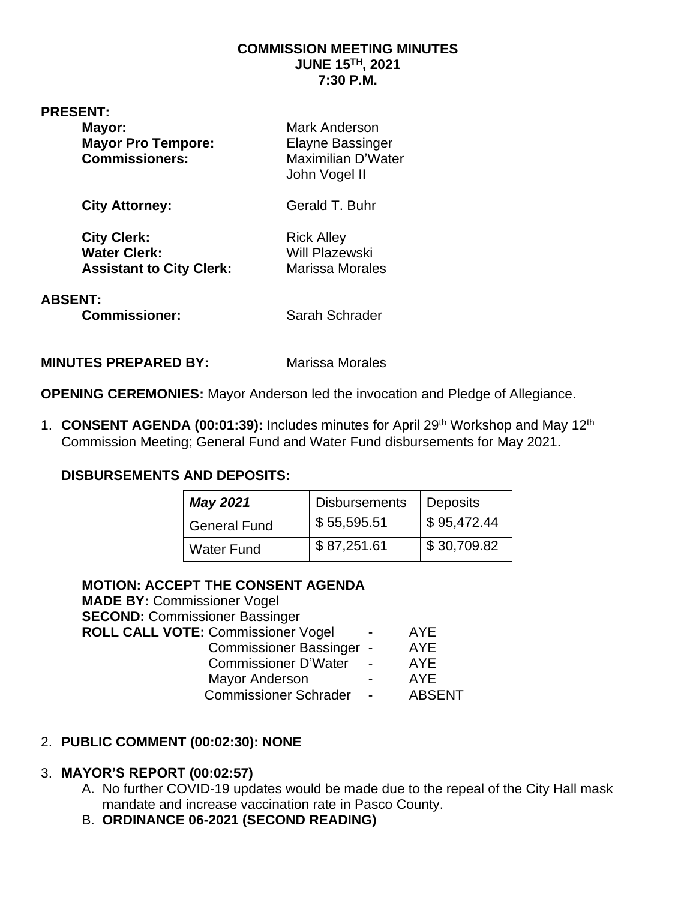**COMMISSION MEETING MINUTES**
**JUNE 15TH, 2021**
**7:30 P.M.**

**PRESENT:**

| | |
|---|---|
| **Mayor:** | Mark Anderson |
| **Mayor Pro Tempore:** | Elayne Bassinger |
| **Commissioners:** | Maximilian D'Water |
| | John Vogel II |
| **City Attorney:** | Gerald T. Buhr |
| **City Clerk:** | Rick Alley |
| **Water Clerk:** | Will Plazewski |
| **Assistant to City Clerk:** | Marissa Morales |

**ABSENT:**

**Commissioner:** Sarah Schrader

**MINUTES PREPARED BY:** Marissa Morales

**OPENING CEREMONIES:** Mayor Anderson led the invocation and Pledge of Allegiance.

1. **CONSENT AGENDA (00:01:39):** Includes minutes for April 29th Workshop and May 12th Commission Meeting; General Fund and Water Fund disbursements for May 2021.

**DISBURSEMENTS AND DEPOSITS:**

| ***May 2021*** | Disbursements | Deposits |
|---|---|---|
| General Fund | $ 55,595.51 | $ 95,472.44 |
| Water Fund | $ 87,251.61 | $ 30,709.82 |

**MOTION: ACCEPT THE CONSENT AGENDA**
**MADE BY:** Commissioner Vogel
**SECOND:** Commissioner Bassinger
**ROLL CALL VOTE:**

| | | |
|---|---|---|
| Commissioner Vogel | - | AYE |
| Commissioner Bassinger | - | AYE |
| Commissioner D'Water | - | AYE |
| Mayor Anderson | - | AYE |
| Commissioner Schrader | - | ABSENT |

2. **PUBLIC COMMENT (00:02:30): NONE**

3. **MAYOR'S REPORT (00:02:57)**
   A. No further COVID-19 updates would be made due to the repeal of the City Hall mask mandate and increase vaccination rate in Pasco County.
   B. **ORDINANCE 06-2021 (SECOND READING)**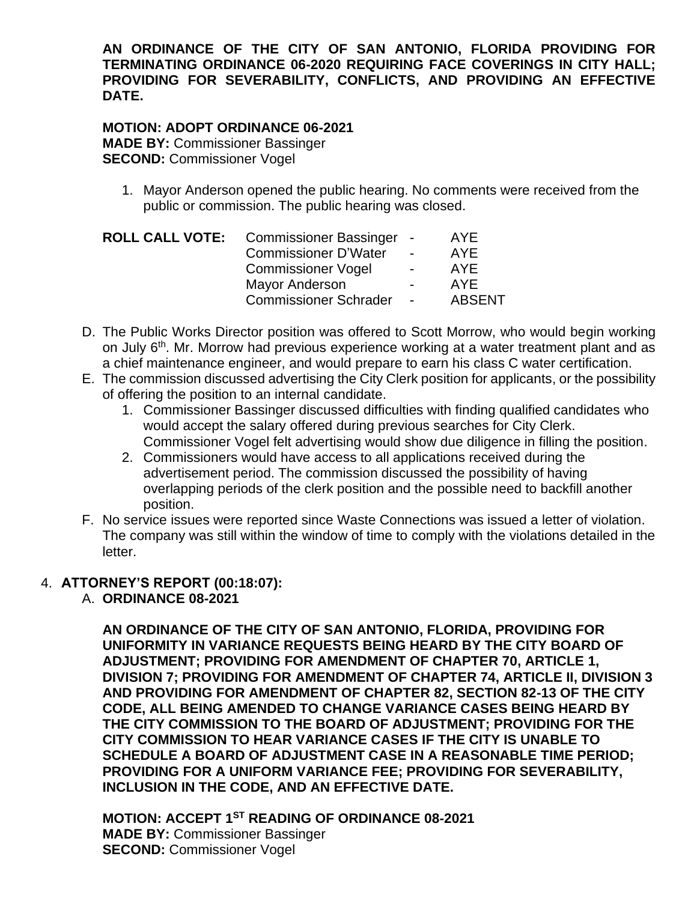**AN ORDINANCE OF THE CITY OF SAN ANTONIO, FLORIDA PROVIDING FOR TERMINATING ORDINANCE 06-2020 REQUIRING FACE COVERINGS IN CITY HALL; PROVIDING FOR SEVERABILITY, CONFLICTS, AND PROVIDING AN EFFECTIVE DATE.**

**MOTION: ADOPT ORDINANCE 06-2021**
**MADE BY:** Commissioner Bassinger
**SECOND:** Commissioner Vogel

1. Mayor Anderson opened the public hearing. No comments were received from the public or commission. The public hearing was closed.

| **ROLL CALL VOTE:** | Commissioner Bassinger | - | AYE |
|---|---|---|---|
| | Commissioner D'Water | - | AYE |
| | Commissioner Vogel | - | AYE |
| | Mayor Anderson | - | AYE |
| | Commissioner Schrader | - | ABSENT |

D. The Public Works Director position was offered to Scott Morrow, who would begin working on July 6th. Mr. Morrow had previous experience working at a water treatment plant and as a chief maintenance engineer, and would prepare to earn his class C water certification.

E. The commission discussed advertising the City Clerk position for applicants, or the possibility of offering the position to an internal candidate.
   1. Commissioner Bassinger discussed difficulties with finding qualified candidates who would accept the salary offered during previous searches for City Clerk. Commissioner Vogel felt advertising would show due diligence in filling the position.
   2. Commissioners would have access to all applications received during the advertisement period. The commission discussed the possibility of having overlapping periods of the clerk position and the possible need to backfill another position.

F. No service issues were reported since Waste Connections was issued a letter of violation. The company was still within the window of time to comply with the violations detailed in the letter.

4. **ATTORNEY'S REPORT (00:18:07):**

   A. **ORDINANCE 08-2021**

   **AN ORDINANCE OF THE CITY OF SAN ANTONIO, FLORIDA, PROVIDING FOR UNIFORMITY IN VARIANCE REQUESTS BEING HEARD BY THE CITY BOARD OF ADJUSTMENT; PROVIDING FOR AMENDMENT OF CHAPTER 70, ARTICLE 1, DIVISION 7; PROVIDING FOR AMENDMENT OF CHAPTER 74, ARTICLE II, DIVISION 3 AND PROVIDING FOR AMENDMENT OF CHAPTER 82, SECTION 82-13 OF THE CITY CODE, ALL BEING AMENDED TO CHANGE VARIANCE CASES BEING HEARD BY THE CITY COMMISSION TO THE BOARD OF ADJUSTMENT; PROVIDING FOR THE CITY COMMISSION TO HEAR VARIANCE CASES IF THE CITY IS UNABLE TO SCHEDULE A BOARD OF ADJUSTMENT CASE IN A REASONABLE TIME PERIOD; PROVIDING FOR A UNIFORM VARIANCE FEE; PROVIDING FOR SEVERABILITY, INCLUSION IN THE CODE, AND AN EFFECTIVE DATE.**

   **MOTION: ACCEPT 1ST READING OF ORDINANCE 08-2021**
   **MADE BY:** Commissioner Bassinger
   **SECOND:** Commissioner Vogel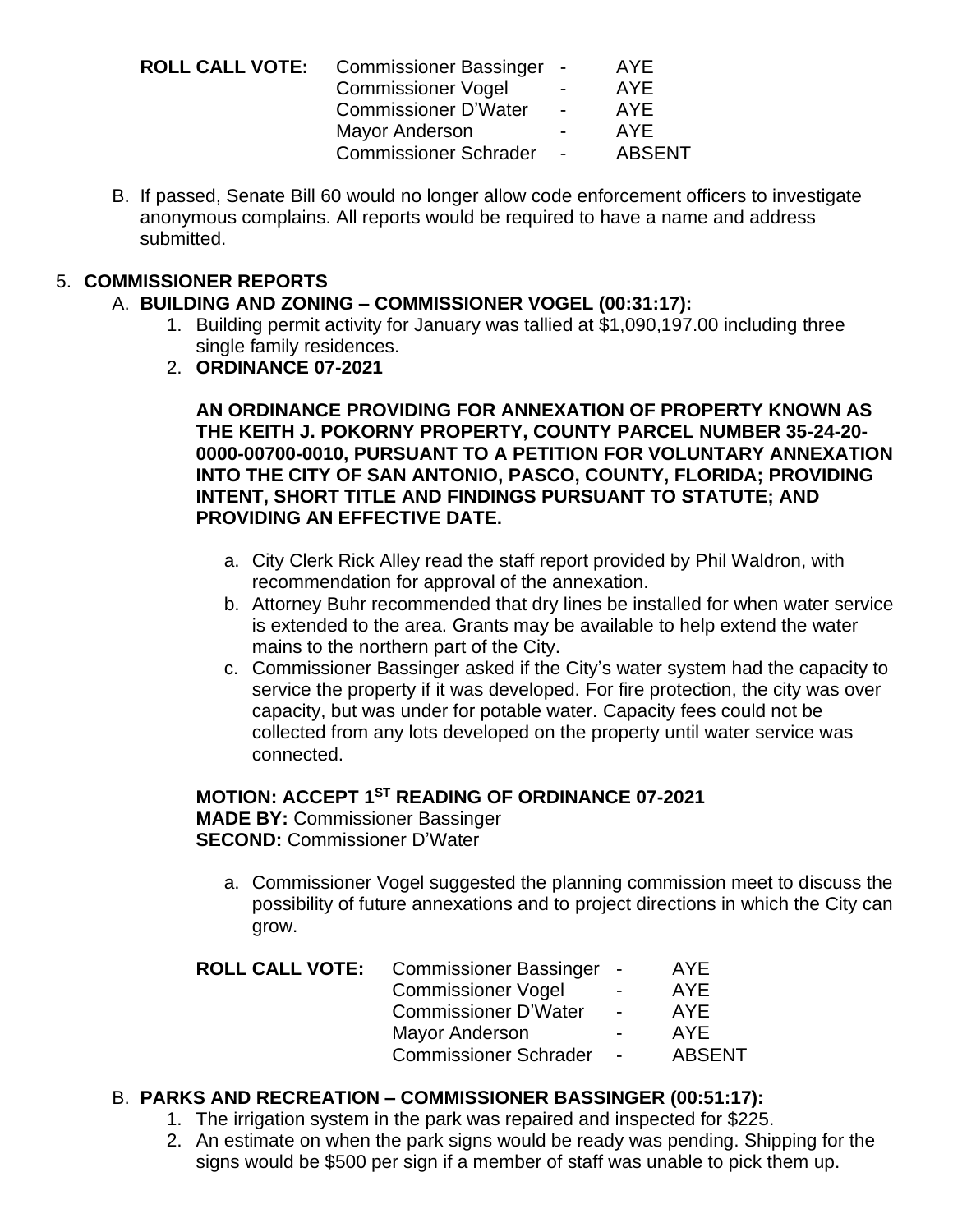**ROLL CALL VOTE:**

| | | |
|---|---|---|
| Commissioner Bassinger | - | AYE |
| Commissioner Vogel | - | AYE |
| Commissioner D'Water | - | AYE |
| Mayor Anderson | - | AYE |
| Commissioner Schrader | - | ABSENT |

B. If passed, Senate Bill 60 would no longer allow code enforcement officers to investigate anonymous complains. All reports would be required to have a name and address submitted.

5. **COMMISSIONER REPORTS**

   A. **BUILDING AND ZONING – COMMISSIONER VOGEL (00:31:17):**

      1. Building permit activity for January was tallied at $1,090,197.00 including three single family residences.
      2. **ORDINANCE 07-2021**

         **AN ORDINANCE PROVIDING FOR ANNEXATION OF PROPERTY KNOWN AS THE KEITH J. POKORNY PROPERTY, COUNTY PARCEL NUMBER 35-24-20-0000-00700-0010, PURSUANT TO A PETITION FOR VOLUNTARY ANNEXATION INTO THE CITY OF SAN ANTONIO, PASCO, COUNTY, FLORIDA; PROVIDING INTENT, SHORT TITLE AND FINDINGS PURSUANT TO STATUTE; AND PROVIDING AN EFFECTIVE DATE.**

         a. City Clerk Rick Alley read the staff report provided by Phil Waldron, with recommendation for approval of the annexation.
         b. Attorney Buhr recommended that dry lines be installed for when water service is extended to the area. Grants may be available to help extend the water mains to the northern part of the City.
         c. Commissioner Bassinger asked if the City's water system had the capacity to service the property if it was developed. For fire protection, the city was over capacity, but was under for potable water. Capacity fees could not be collected from any lots developed on the property until water service was connected.

         **MOTION: ACCEPT 1ST READING OF ORDINANCE 07-2021**
         **MADE BY:** Commissioner Bassinger
         **SECOND:** Commissioner D'Water

         a. Commissioner Vogel suggested the planning commission meet to discuss the possibility of future annexations and to project directions in which the City can grow.

**ROLL CALL VOTE:**

| | | |
|---|---|---|
| Commissioner Bassinger | - | AYE |
| Commissioner Vogel | - | AYE |
| Commissioner D'Water | - | AYE |
| Mayor Anderson | - | AYE |
| Commissioner Schrader | - | ABSENT |

   B. **PARKS AND RECREATION – COMMISSIONER BASSINGER (00:51:17):**

      1. The irrigation system in the park was repaired and inspected for $225.
      2. An estimate on when the park signs would be ready was pending. Shipping for the signs would be $500 per sign if a member of staff was unable to pick them up.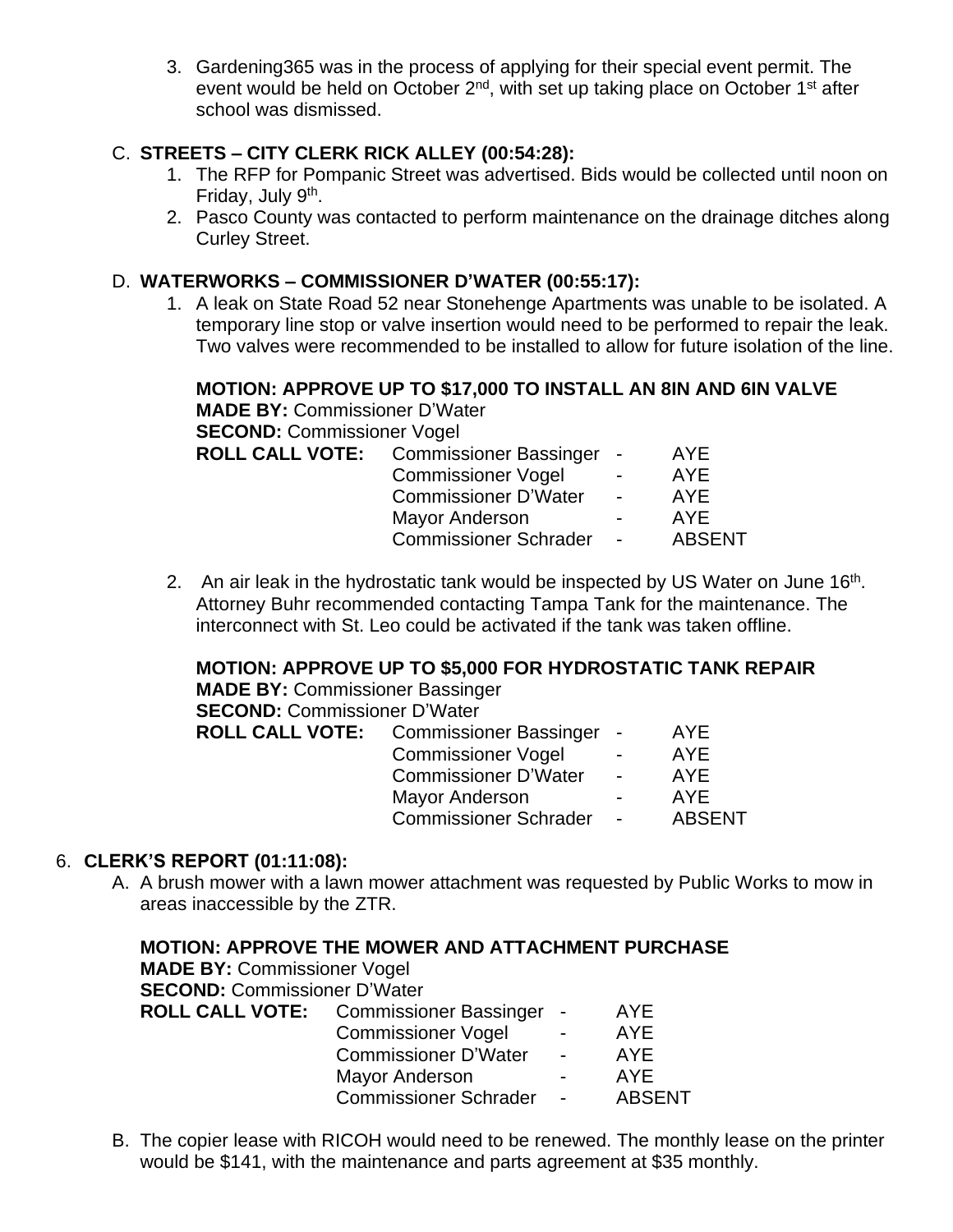3. Gardening365 was in the process of applying for their special event permit. The event would be held on October 2nd, with set up taking place on October 1st after school was dismissed.

C. **STREETS – CITY CLERK RICK ALLEY (00:54:28):**

1. The RFP for Pompanic Street was advertised. Bids would be collected until noon on Friday, July 9th.
2. Pasco County was contacted to perform maintenance on the drainage ditches along Curley Street.

D. **WATERWORKS – COMMISSIONER D'WATER (00:55:17):**

1. A leak on State Road 52 near Stonehenge Apartments was unable to be isolated. A temporary line stop or valve insertion would need to be performed to repair the leak. Two valves were recommended to be installed to allow for future isolation of the line.

**MOTION: APPROVE UP TO $17,000 TO INSTALL AN 8IN AND 6IN VALVE**
**MADE BY:** Commissioner D'Water
**SECOND:** Commissioner Vogel

| **ROLL CALL VOTE:** | Commissioner Bassinger | - | AYE |
|---|---|---|---|
| | Commissioner Vogel | - | AYE |
| | Commissioner D'Water | - | AYE |
| | Mayor Anderson | - | AYE |
| | Commissioner Schrader | - | ABSENT |

2. An air leak in the hydrostatic tank would be inspected by US Water on June 16th. Attorney Buhr recommended contacting Tampa Tank for the maintenance. The interconnect with St. Leo could be activated if the tank was taken offline.

**MOTION: APPROVE UP TO $5,000 FOR HYDROSTATIC TANK REPAIR**
**MADE BY:** Commissioner Bassinger
**SECOND:** Commissioner D'Water

| **ROLL CALL VOTE:** | Commissioner Bassinger | - | AYE |
|---|---|---|---|
| | Commissioner Vogel | - | AYE |
| | Commissioner D'Water | - | AYE |
| | Mayor Anderson | - | AYE |
| | Commissioner Schrader | - | ABSENT |

6. **CLERK'S REPORT (01:11:08):**

A. A brush mower with a lawn mower attachment was requested by Public Works to mow in areas inaccessible by the ZTR.

**MOTION: APPROVE THE MOWER AND ATTACHMENT PURCHASE**
**MADE BY:** Commissioner Vogel
**SECOND:** Commissioner D'Water

| **ROLL CALL VOTE:** | Commissioner Bassinger | - | AYE |
|---|---|---|---|
| | Commissioner Vogel | - | AYE |
| | Commissioner D'Water | - | AYE |
| | Mayor Anderson | - | AYE |
| | Commissioner Schrader | - | ABSENT |

B. The copier lease with RICOH would need to be renewed. The monthly lease on the printer would be $141, with the maintenance and parts agreement at $35 monthly.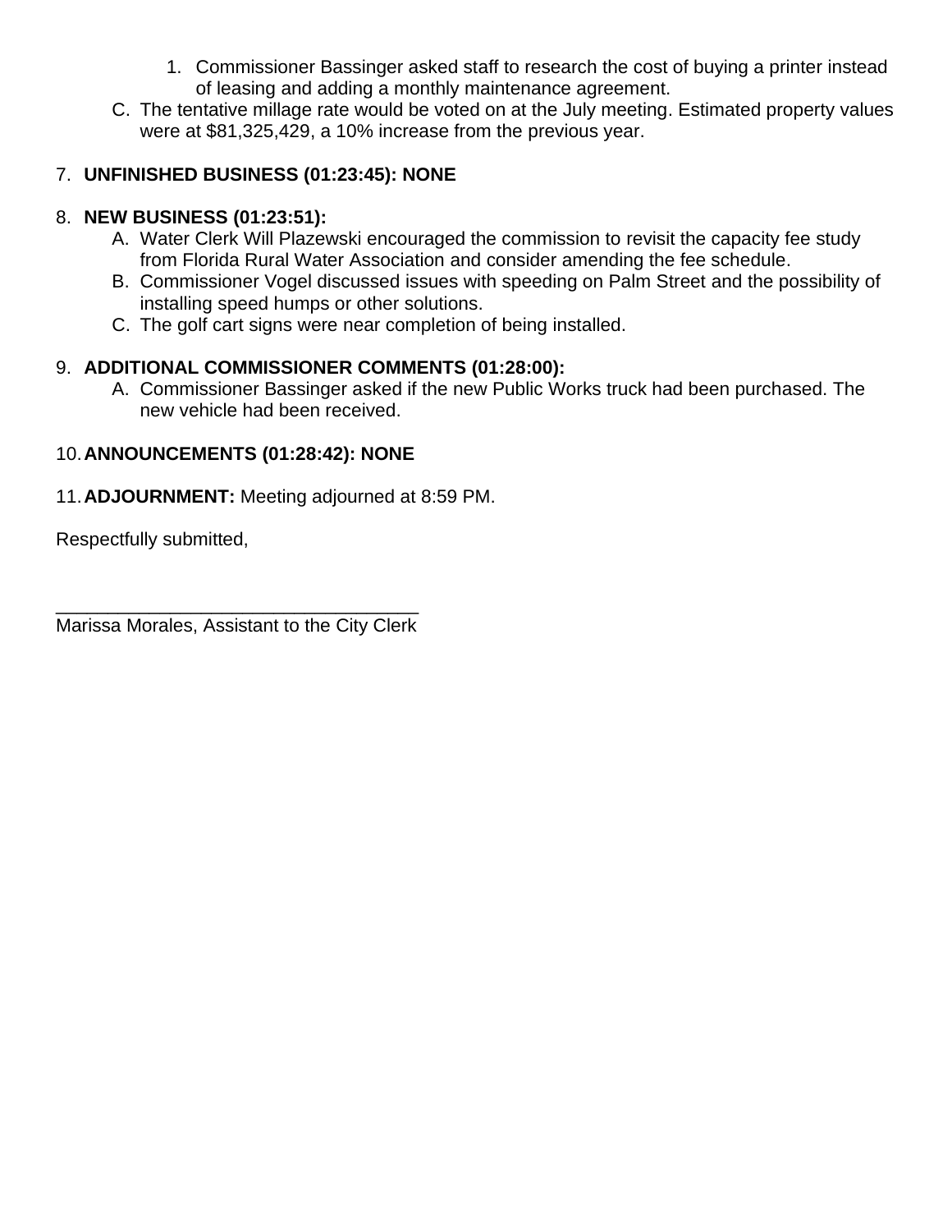1. Commissioner Bassinger asked staff to research the cost of buying a printer instead of leasing and adding a monthly maintenance agreement.

C. The tentative millage rate would be voted on at the July meeting. Estimated property values were at $81,325,429, a 10% increase from the previous year.

7. **UNFINISHED BUSINESS (01:23:45): NONE**

8. **NEW BUSINESS (01:23:51):**

   A. Water Clerk Will Plazewski encouraged the commission to revisit the capacity fee study from Florida Rural Water Association and consider amending the fee schedule.

   B. Commissioner Vogel discussed issues with speeding on Palm Street and the possibility of installing speed humps or other solutions.

   C. The golf cart signs were near completion of being installed.

9. **ADDITIONAL COMMISSIONER COMMENTS (01:28:00):**

   A. Commissioner Bassinger asked if the new Public Works truck had been purchased. The new vehicle had been received.

10. **ANNOUNCEMENTS (01:28:42): NONE**

11. **ADJOURNMENT:** Meeting adjourned at 8:59 PM.

Respectfully submitted,

___________________________________

Marissa Morales, Assistant to the City Clerk